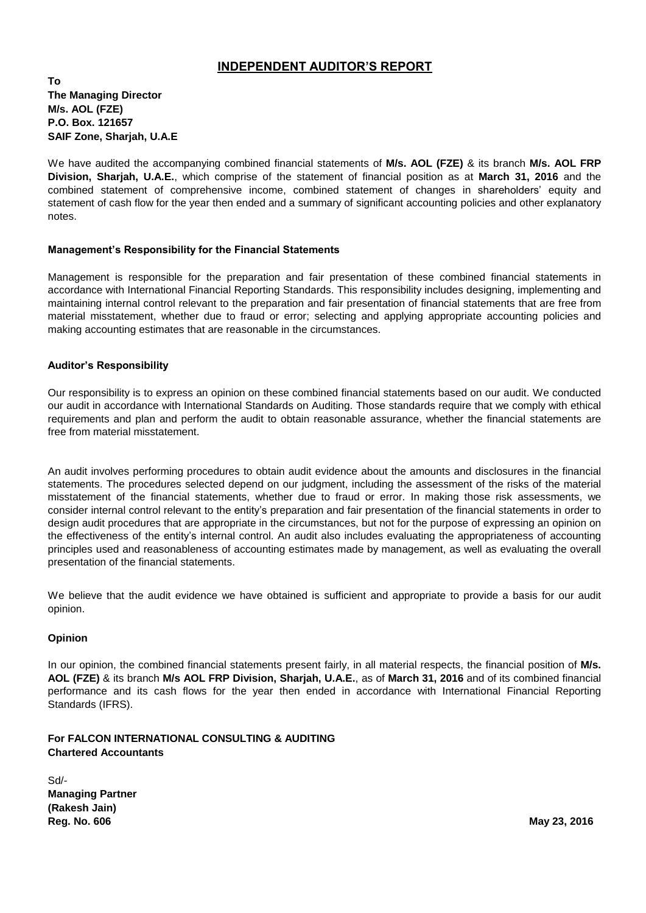# INDEPENDENT AUDITOR'S REPORT

**To**
**The Managing Director**
**M/s. AOL (FZE)**
**P.O. Box. 121657**
**SAIF Zone, Sharjah, U.A.E**

We have audited the accompanying combined financial statements of **M/s. AOL (FZE)** & its branch **M/s. AOL FRP Division, Sharjah, U.A.E.**, which comprise of the statement of financial position as at **March 31, 2016** and the combined statement of comprehensive income, combined statement of changes in shareholders' equity and statement of cash flow for the year then ended and a summary of significant accounting policies and other explanatory notes.

### Management's Responsibility for the Financial Statements

Management is responsible for the preparation and fair presentation of these combined financial statements in accordance with International Financial Reporting Standards. This responsibility includes designing, implementing and maintaining internal control relevant to the preparation and fair presentation of financial statements that are free from material misstatement, whether due to fraud or error; selecting and applying appropriate accounting policies and making accounting estimates that are reasonable in the circumstances.

### Auditor's Responsibility

Our responsibility is to express an opinion on these combined financial statements based on our audit. We conducted our audit in accordance with International Standards on Auditing. Those standards require that we comply with ethical requirements and plan and perform the audit to obtain reasonable assurance, whether the financial statements are free from material misstatement.

An audit involves performing procedures to obtain audit evidence about the amounts and disclosures in the financial statements. The procedures selected depend on our judgment, including the assessment of the risks of the material misstatement of the financial statements, whether due to fraud or error. In making those risk assessments, we consider internal control relevant to the entity's preparation and fair presentation of the financial statements in order to design audit procedures that are appropriate in the circumstances, but not for the purpose of expressing an opinion on the effectiveness of the entity's internal control. An audit also includes evaluating the appropriateness of accounting principles used and reasonableness of accounting estimates made by management, as well as evaluating the overall presentation of the financial statements.

We believe that the audit evidence we have obtained is sufficient and appropriate to provide a basis for our audit opinion.

### Opinion

In our opinion, the combined financial statements present fairly, in all material respects, the financial position of **M/s. AOL (FZE)** & its branch **M/s AOL FRP Division, Sharjah, U.A.E.**, as of **March 31, 2016** and of its combined financial performance and its cash flows for the year then ended in accordance with International Financial Reporting Standards (IFRS).

**For FALCON INTERNATIONAL CONSULTING & AUDITING**
**Chartered Accountants**

Sd/-
**Managing Partner**
**(Rakesh Jain)**
**Reg. No. 606**

**May 23, 2016**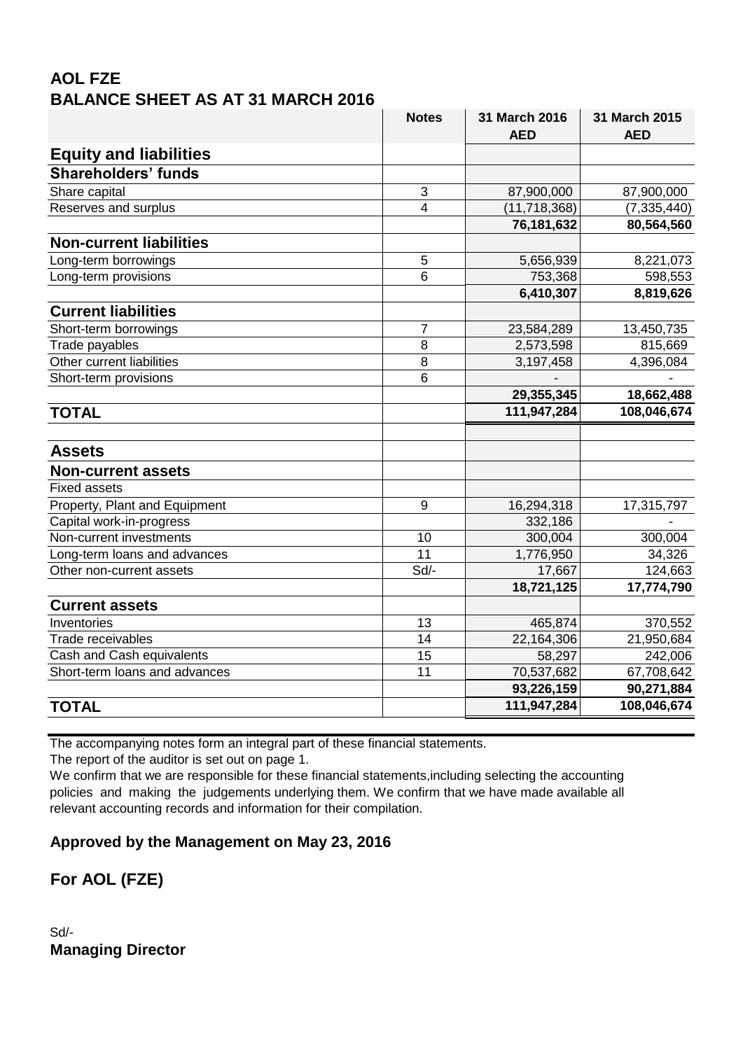# AOL FZE
## BALANCE SHEET AS AT 31 MARCH 2016

| | Notes | 31 March 2016 AED | 31 March 2015 AED |
|---|---|---|---|
| **Equity and liabilities** | | | |
| **Shareholders' funds** | | | |
| Share capital | 3 | 87,900,000 | 87,900,000 |
| Reserves and surplus | 4 | (11,718,368) | (7,335,440) |
| | | **76,181,632** | **80,564,560** |
| **Non-current liabilities** | | | |
| Long-term borrowings | 5 | 5,656,939 | 8,221,073 |
| Long-term provisions | 6 | 753,368 | 598,553 |
| | | **6,410,307** | **8,819,626** |
| **Current liabilities** | | | |
| Short-term borrowings | 7 | 23,584,289 | 13,450,735 |
| Trade payables | 8 | 2,573,598 | 815,669 |
| Other current liabilities | 8 | 3,197,458 | 4,396,084 |
| Short-term provisions | 6 | - | - |
| | | **29,355,345** | **18,662,488** |
| **TOTAL** | | **111,947,284** | **108,046,674** |
| | | | |
| **Assets** | | | |
| **Non-current assets** | | | |
| Fixed assets | | | |
| Property, Plant and Equipment | 9 | 16,294,318 | 17,315,797 |
| Capital work-in-progress | | 332,186 | - |
| Non-current investments | 10 | 300,004 | 300,004 |
| Long-term loans and advances | 11 | 1,776,950 | 34,326 |
| Other non-current assets | Sd/- | 17,667 | 124,663 |
| | | **18,721,125** | **17,774,790** |
| **Current assets** | | | |
| Inventories | 13 | 465,874 | 370,552 |
| Trade receivables | 14 | 22,164,306 | 21,950,684 |
| Cash and Cash equivalents | 15 | 58,297 | 242,006 |
| Short-term loans and advances | 11 | 70,537,682 | 67,708,642 |
| | | **93,226,159** | **90,271,884** |
| **TOTAL** | | **111,947,284** | **108,046,674** |

The accompanying notes form an integral part of these financial statements.

The report of the auditor is set out on page 1.

We confirm that we are responsible for these financial statements,including selecting the accounting policies and making the judgements underlying them. We confirm that we have made available all relevant accounting records and information for their compilation.

**Approved by the Management on May 23, 2016**

**For AOL (FZE)**

Sd/-

**Managing Director**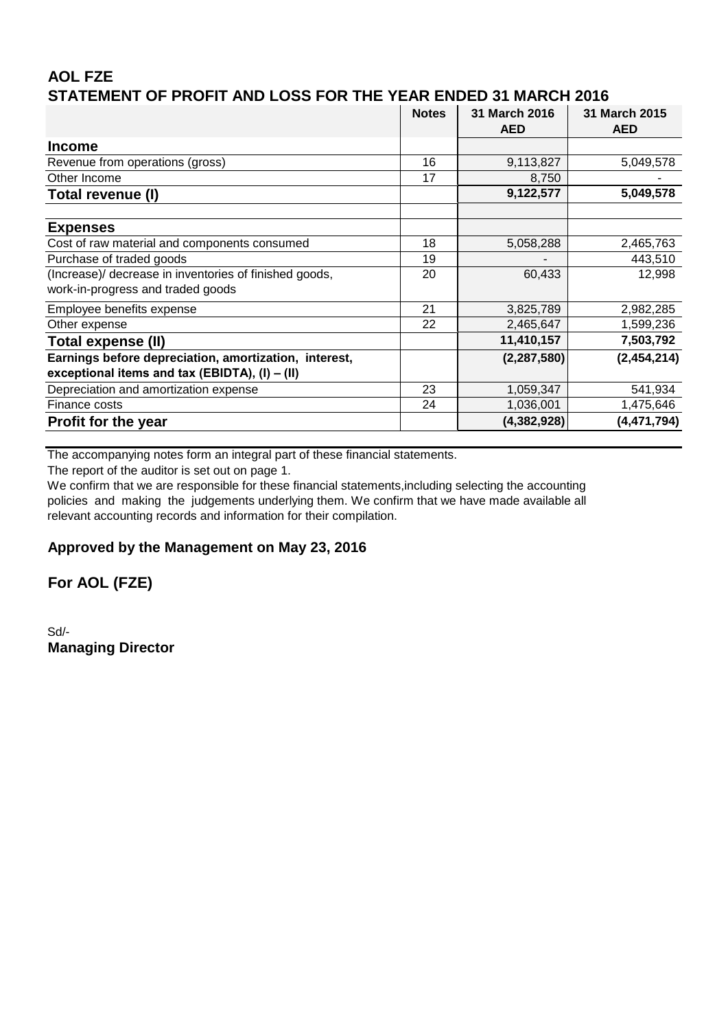# AOL FZE

## STATEMENT OF PROFIT AND LOSS FOR THE YEAR ENDED 31 MARCH 2016

| | Notes | 31 March 2016 AED | 31 March 2015 AED |
|---|---|---|---|
| **Income** | | | |
| Revenue from operations (gross) | 16 | 9,113,827 | 5,049,578 |
| Other Income | 17 | 8,750 | - |
| **Total revenue (I)** | | **9,122,577** | **5,049,578** |
| | | | |
| **Expenses** | | | |
| Cost of raw material and components consumed | 18 | 5,058,288 | 2,465,763 |
| Purchase of traded goods | 19 | - | 443,510 |
| (Increase)/ decrease in inventories of finished goods, work-in-progress and traded goods | 20 | 60,433 | 12,998 |
| Employee benefits expense | 21 | 3,825,789 | 2,982,285 |
| Other expense | 22 | 2,465,647 | 1,599,236 |
| **Total expense (II)** | | **11,410,157** | **7,503,792** |
| **Earnings before depreciation, amortization, interest, exceptional items and tax (EBIDTA), (I) – (II)** | | **(2,287,580)** | **(2,454,214)** |
| Depreciation and amortization expense | 23 | 1,059,347 | 541,934 |
| Finance costs | 24 | 1,036,001 | 1,475,646 |
| **Profit for the year** | | **(4,382,928)** | **(4,471,794)** |

The accompanying notes form an integral part of these financial statements.

The report of the auditor is set out on page 1.

We confirm that we are responsible for these financial statements,including selecting the accounting policies and making the judgements underlying them. We confirm that we have made available all relevant accounting records and information for their compilation.

**Approved by the Management on May 23, 2016**

**For AOL (FZE)**

Sd/-

**Managing Director**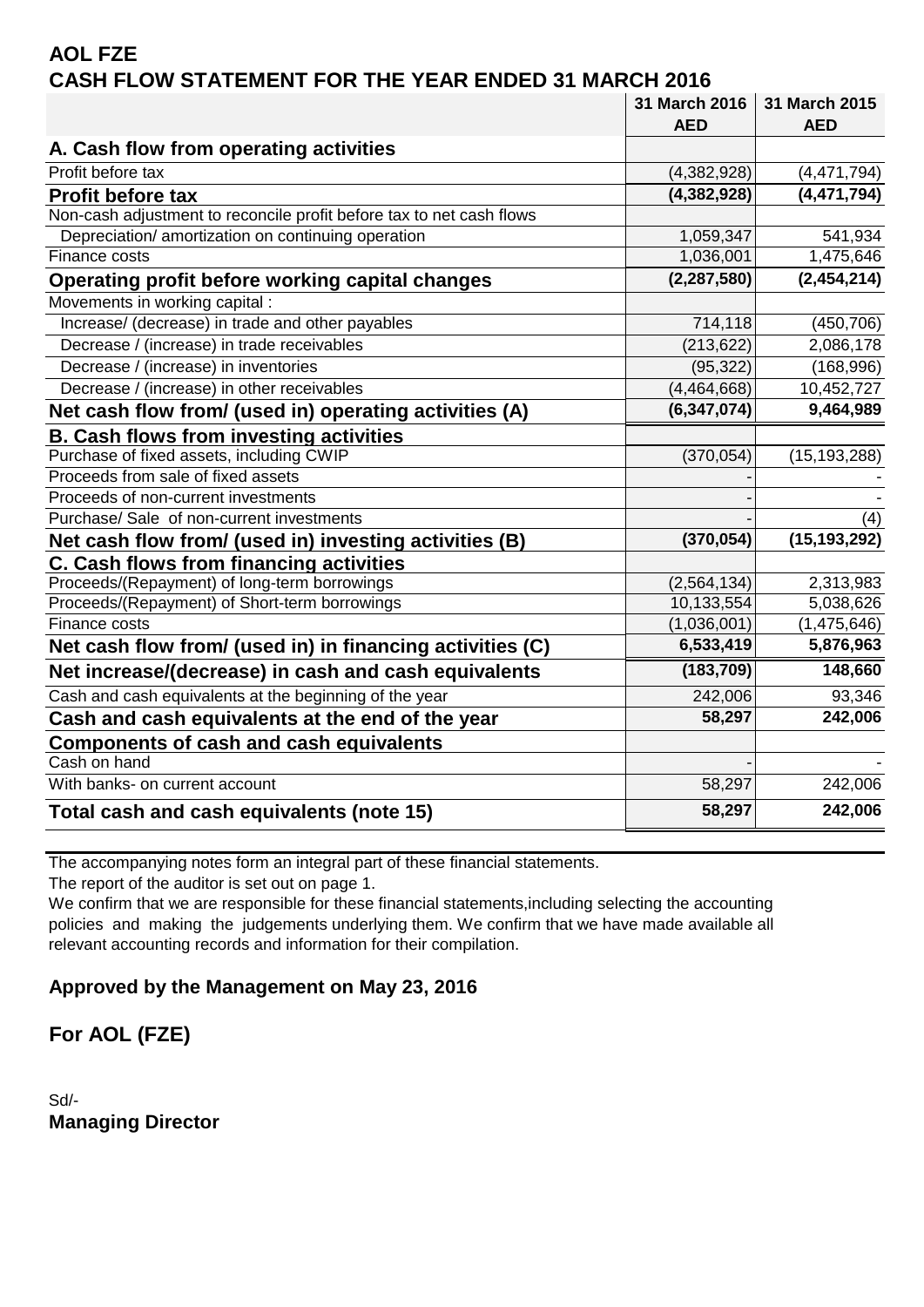# AOL FZE
## CASH FLOW STATEMENT FOR THE YEAR ENDED 31 MARCH 2016

| | 31 March 2016 AED | 31 March 2015 AED |
|---|---|---|
| **A. Cash flow from operating activities** | | |
| Profit before tax | (4,382,928) | (4,471,794) |
| **Profit before tax** | **(4,382,928)** | **(4,471,794)** |
| Non-cash adjustment to reconcile profit before tax to net cash flows | | |
| Depreciation/ amortization on continuing operation | 1,059,347 | 541,934 |
| Finance costs | 1,036,001 | 1,475,646 |
| **Operating profit before working capital changes** | **(2,287,580)** | **(2,454,214)** |
| Movements in working capital : | | |
| Increase/ (decrease) in trade and other payables | 714,118 | (450,706) |
| Decrease / (increase) in trade receivables | (213,622) | 2,086,178 |
| Decrease / (increase) in inventories | (95,322) | (168,996) |
| Decrease / (increase) in other receivables | (4,464,668) | 10,452,727 |
| **Net cash flow from/ (used in) operating activities (A)** | **(6,347,074)** | **9,464,989** |
| **B. Cash flows from investing activities** | | |
| Purchase of fixed assets, including CWIP | (370,054) | (15,193,288) |
| Proceeds from sale of fixed assets | - | - |
| Proceeds of non-current investments | - | - |
| Purchase/ Sale of non-current investments | - | (4) |
| **Net cash flow from/ (used in) investing activities (B)** | **(370,054)** | **(15,193,292)** |
| **C. Cash flows from financing activities** | | |
| Proceeds/(Repayment) of long-term borrowings | (2,564,134) | 2,313,983 |
| Proceeds/(Repayment) of Short-term borrowings | 10,133,554 | 5,038,626 |
| Finance costs | (1,036,001) | (1,475,646) |
| **Net cash flow from/ (used in) in financing activities (C)** | **6,533,419** | **5,876,963** |
| **Net increase/(decrease) in cash and cash equivalents** | **(183,709)** | **148,660** |
| Cash and cash equivalents at the beginning of the year | 242,006 | 93,346 |
| **Cash and cash equivalents at the end of the year** | **58,297** | **242,006** |
| **Components of cash and cash equivalents** | | |
| Cash on hand | - | - |
| With banks- on current account | 58,297 | 242,006 |
| **Total cash and cash equivalents (note 15)** | **58,297** | **242,006** |

The accompanying notes form an integral part of these financial statements.

The report of the auditor is set out on page 1.

We confirm that we are responsible for these financial statements,including selecting the accounting policies and making the judgements underlying them. We confirm that we have made available all relevant accounting records and information for their compilation.

**Approved by the Management on May 23, 2016**

**For AOL (FZE)**

Sd/-

**Managing Director**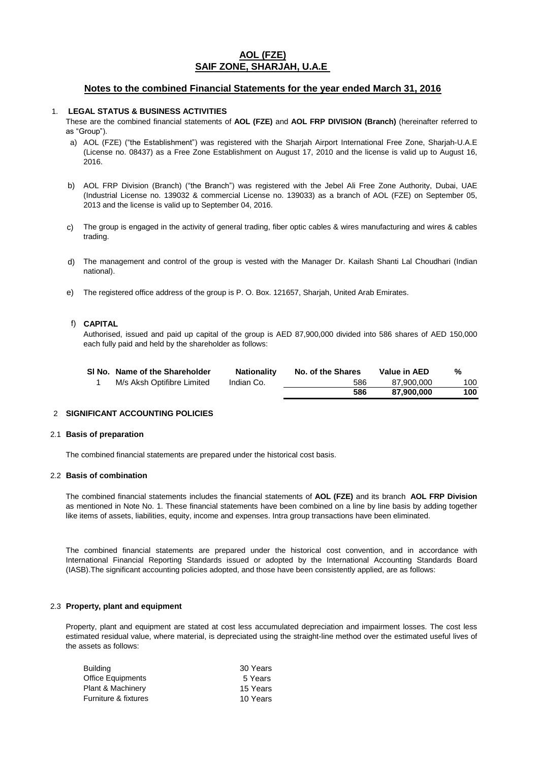# AOL (FZE)
## SAIF ZONE, SHARJAH, U.A.E

## Notes to the combined Financial Statements for the year ended March 31, 2016

### 1. LEGAL STATUS & BUSINESS ACTIVITIES

These are the combined financial statements of **AOL (FZE)** and **AOL FRP DIVISION (Branch)** (hereinafter referred to as "Group").

a) AOL (FZE) ("the Establishment") was registered with the Sharjah Airport International Free Zone, Sharjah-U.A.E (License no. 08437) as a Free Zone Establishment on August 17, 2010 and the license is valid up to August 16, 2016.

b) AOL FRP Division (Branch) ("the Branch") was registered with the Jebel Ali Free Zone Authority, Dubai, UAE (Industrial License no. 139032 & commercial License no. 139033) as a branch of AOL (FZE) on September 05, 2013 and the license is valid up to September 04, 2016.

c) The group is engaged in the activity of general trading, fiber optic cables & wires manufacturing and wires & cables trading.

d) The management and control of the group is vested with the Manager Dr. Kailash Shanti Lal Choudhari (Indian national).

e) The registered office address of the group is P. O. Box. 121657, Sharjah, United Arab Emirates.

f) **CAPITAL**

Authorised, issued and paid up capital of the group is AED 87,900,000 divided into 586 shares of AED 150,000 each fully paid and held by the shareholder as follows:

| Sl No. | Name of the Shareholder | Nationality | No. of the Shares | Value in AED | % |
|---|---|---|---|---|---|
| 1 | M/s Aksh Optifibre Limited | Indian Co. | 586 | 87,900,000 | 100 |
| | | | **586** | **87,900,000** | **100** |

### 2 SIGNIFICANT ACCOUNTING POLICIES

#### 2.1 Basis of preparation

The combined financial statements are prepared under the historical cost basis.

#### 2.2 Basis of combination

The combined financial statements includes the financial statements of **AOL (FZE)** and its branch **AOL FRP Division** as mentioned in Note No. 1. These financial statements have been combined on a line by line basis by adding together like items of assets, liabilities, equity, income and expenses. Intra group transactions have been eliminated.

The combined financial statements are prepared under the historical cost convention, and in accordance with International Financial Reporting Standards issued or adopted by the International Accounting Standards Board (IASB).The significant accounting policies adopted, and those have been consistently applied, are as follows:

#### 2.3 Property, plant and equipment

Property, plant and equipment are stated at cost less accumulated depreciation and impairment losses. The cost less estimated residual value, where material, is depreciated using the straight-line method over the estimated useful lives of the assets as follows:

| | |
|---|---|
| Building | 30 Years |
| Office Equipments | 5 Years |
| Plant & Machinery | 15 Years |
| Furniture & fixtures | 10 Years |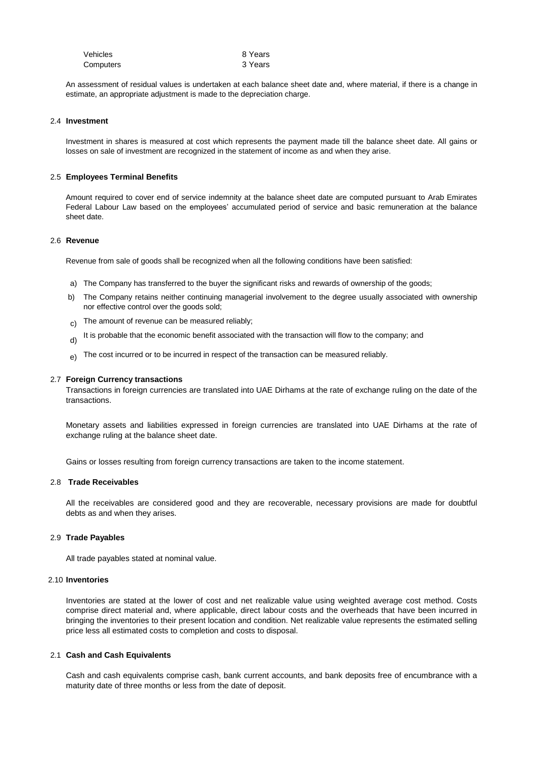| | |
|---|---|
| Vehicles | 8 Years |
| Computers | 3 Years |

An assessment of residual values is undertaken at each balance sheet date and, where material, if there is a change in estimate, an appropriate adjustment is made to the depreciation charge.

### 2.4 Investment

Investment in shares is measured at cost which represents the payment made till the balance sheet date. All gains or losses on sale of investment are recognized in the statement of income as and when they arise.

### 2.5 Employees Terminal Benefits

Amount required to cover end of service indemnity at the balance sheet date are computed pursuant to Arab Emirates Federal Labour Law based on the employees' accumulated period of service and basic remuneration at the balance sheet date.

### 2.6 Revenue

Revenue from sale of goods shall be recognized when all the following conditions have been satisfied:

a) The Company has transferred to the buyer the significant risks and rewards of ownership of the goods;

b) The Company retains neither continuing managerial involvement to the degree usually associated with ownership nor effective control over the goods sold;

c) The amount of revenue can be measured reliably;

d) It is probable that the economic benefit associated with the transaction will flow to the company; and

e) The cost incurred or to be incurred in respect of the transaction can be measured reliably.

### 2.7 Foreign Currency transactions

Transactions in foreign currencies are translated into UAE Dirhams at the rate of exchange ruling on the date of the transactions.

Monetary assets and liabilities expressed in foreign currencies are translated into UAE Dirhams at the rate of exchange ruling at the balance sheet date.

Gains or losses resulting from foreign currency transactions are taken to the income statement.

### 2.8 Trade Receivables

All the receivables are considered good and they are recoverable, necessary provisions are made for doubtful debts as and when they arises.

### 2.9 Trade Payables

All trade payables stated at nominal value.

### 2.10 Inventories

Inventories are stated at the lower of cost and net realizable value using weighted average cost method. Costs comprise direct material and, where applicable, direct labour costs and the overheads that have been incurred in bringing the inventories to their present location and condition. Net realizable value represents the estimated selling price less all estimated costs to completion and costs to disposal.

### 2.1 Cash and Cash Equivalents

Cash and cash equivalents comprise cash, bank current accounts, and bank deposits free of encumbrance with a maturity date of three months or less from the date of deposit.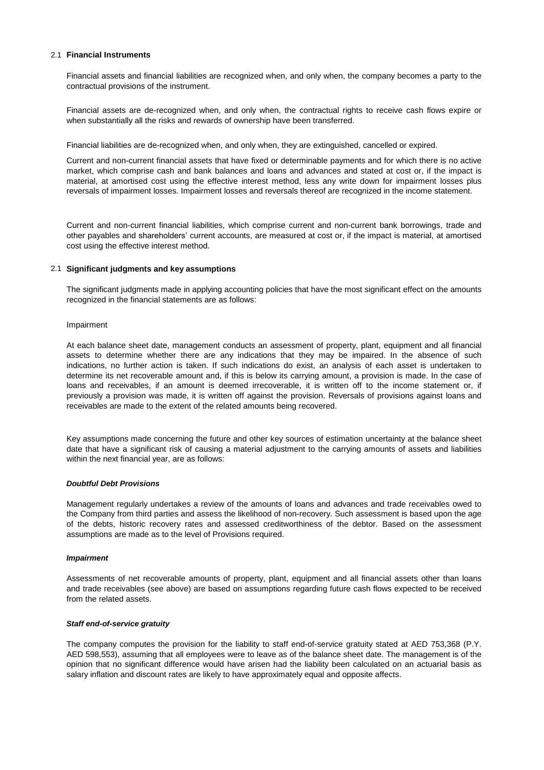## 2.1 **Financial Instruments**

Financial assets and financial liabilities are recognized when, and only when, the company becomes a party to the contractual provisions of the instrument.

Financial assets are de-recognized when, and only when, the contractual rights to receive cash flows expire or when substantially all the risks and rewards of ownership have been transferred.

Financial liabilities are de-recognized when, and only when, they are extinguished, cancelled or expired.

Current and non-current financial assets that have fixed or determinable payments and for which there is no active market, which comprise cash and bank balances and loans and advances and stated at cost or, if the impact is material, at amortised cost using the effective interest method, less any write down for impairment losses plus reversals of impairment losses. Impairment losses and reversals thereof are recognized in the income statement.

Current and non-current financial liabilities, which comprise current and non-current bank borrowings, trade and other payables and shareholders' current accounts, are measured at cost or, if the impact is material, at amortised cost using the effective interest method.

## 2.1 **Significant judgments and key assumptions**

The significant judgments made in applying accounting policies that have the most significant effect on the amounts recognized in the financial statements are as follows:

Impairment

At each balance sheet date, management conducts an assessment of property, plant, equipment and all financial assets to determine whether there are any indications that they may be impaired. In the absence of such indications, no further action is taken. If such indications do exist, an analysis of each asset is undertaken to determine its net recoverable amount and, if this is below its carrying amount, a provision is made. In the case of loans and receivables, if an amount is deemed irrecoverable, it is written off to the income statement or, if previously a provision was made, it is written off against the provision. Reversals of provisions against loans and receivables are made to the extent of the related amounts being recovered.

Key assumptions made concerning the future and other key sources of estimation uncertainty at the balance sheet date that have a significant risk of causing a material adjustment to the carrying amounts of assets and liabilities within the next financial year, are as follows:

***Doubtful Debt Provisions***

Management regularly undertakes a review of the amounts of loans and advances and trade receivables owed to the Company from third parties and assess the likelihood of non-recovery. Such assessment is based upon the age of the debts, historic recovery rates and assessed creditworthiness of the debtor. Based on the assessment assumptions are made as to the level of Provisions required.

***Impairment***

Assessments of net recoverable amounts of property, plant, equipment and all financial assets other than loans and trade receivables (see above) are based on assumptions regarding future cash flows expected to be received from the related assets.

***Staff end-of-service gratuity***

The company computes the provision for the liability to staff end-of-service gratuity stated at AED 753,368 (P.Y. AED 598,553), assuming that all employees were to leave as of the balance sheet date. The management is of the opinion that no significant difference would have arisen had the liability been calculated on an actuarial basis as salary inflation and discount rates are likely to have approximately equal and opposite affects.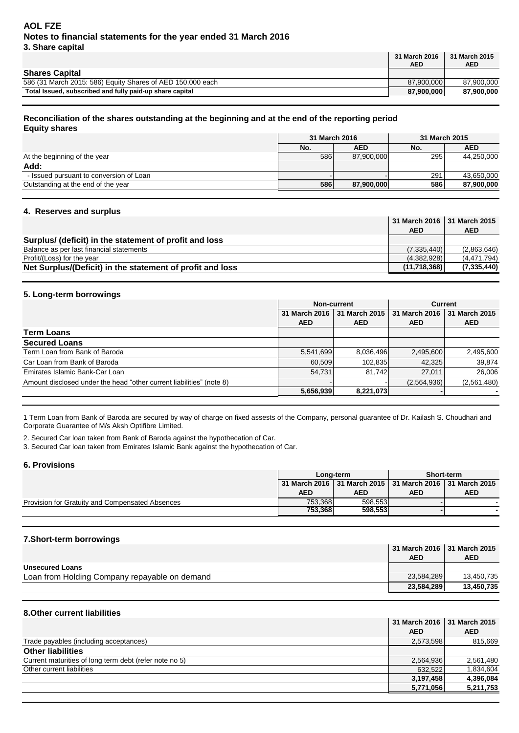# AOL FZE

## Notes to financial statements for the year ended 31 March 2016

### 3. Share capital

| | 31 March 2016 AED | 31 March 2015 AED |
|---|---|---|
| **Shares Capital** | | |
| 586 (31 March 2015: 586) Equity Shares of AED 150,000 each | 87,900,000 | 87,900,000 |
| **Total Issued, subscribed and fully paid-up share capital** | **87,900,000** | **87,900,000** |

**Reconciliation of the shares outstanding at the beginning and at the end of the reporting period**

**Equity shares**

| | 31 March 2016 | | 31 March 2015 | |
|---|---|---|---|---|
| | No. | AED | No. | AED |
| At the beginning of the year | 586 | 87,900,000 | 295 | 44,250,000 |
| **Add:** | | | | |
| - Issued pursuant to conversion of Loan | - | - | 291 | 43,650,000 |
| Outstanding at the end of the year | **586** | **87,900,000** | **586** | **87,900,000** |

### 4. Reserves and surplus

| | 31 March 2016 AED | 31 March 2015 AED |
|---|---|---|
| **Surplus/ (deficit) in the statement of profit and loss** | | |
| Balance as per last financial statements | (7,335,440) | (2,863,646) |
| Profit/(Loss) for the year | (4,382,928) | (4,471,794) |
| **Net Surplus/(Deficit) in the statement of profit and loss** | **(11,718,368)** | **(7,335,440)** |

### 5. Long-term borrowings

| | Non-current | | Current | |
|---|---|---|---|---|
| | 31 March 2016 AED | 31 March 2015 AED | 31 March 2016 AED | 31 March 2015 AED |
| **Term Loans** | | | | |
| **Secured Loans** | | | | |
| Term Loan from Bank of Baroda | 5,541,699 | 8,036,496 | 2,495,600 | 2,495,600 |
| Car Loan from Bank of Baroda | 60,509 | 102,835 | 42,325 | 39,874 |
| Emirates Islamic Bank-Car Loan | 54,731 | 81,742 | 27,011 | 26,006 |
| Amount disclosed under the head "other current liabilities" (note 8) | - | - | (2,564,936) | (2,561,480) |
| | **5,656,939** | **8,221,073** | **-** | **-** |

1 Term Loan from Bank of Baroda are secured by way of charge on fixed assests of the Company, personal guarantee of Dr. Kailash S. Choudhari and Corporate Guarantee of M/s Aksh Optifibre Limited.

2. Secured Car loan taken from Bank of Baroda against the hypothecation of Car.

3. Secured Car loan taken from Emirates Islamic Bank against the hypothecation of Car.

### 6. Provisions

| | Long-term | | Short-term | |
|---|---|---|---|---|
| | 31 March 2016 AED | 31 March 2015 AED | 31 March 2016 AED | 31 March 2015 AED |
| Provision for Gratuity and Compensated Absences | 753,368 | 598,553 | - | - |
| | **753,368** | **598,553** | **-** | **-** |

### 7.Short-term borrowings

| | 31 March 2016 AED | 31 March 2015 AED |
|---|---|---|
| **Unsecured Loans** | | |
| Loan from Holding Company repayable on demand | 23,584,289 | 13,450,735 |
| | **23,584,289** | **13,450,735** |

### 8.Other current liabilities

| | 31 March 2016 AED | 31 March 2015 AED |
|---|---|---|
| Trade payables (including acceptances) | 2,573,598 | 815,669 |
| **Other liabilities** | | |
| Current maturities of long term debt (refer note no 5) | 2,564,936 | 2,561,480 |
| Other current liabilities | 632,522 | 1,834,604 |
| | **3,197,458** | **4,396,084** |
| | **5,771,056** | **5,211,753** |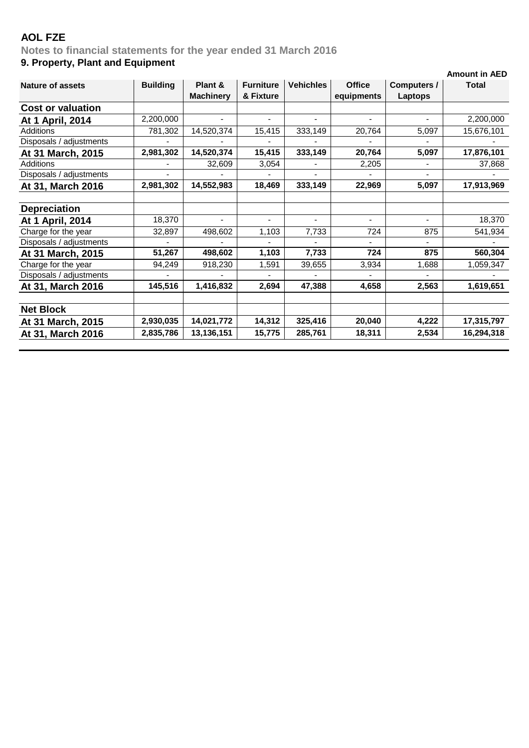**AOL FZE**

**Notes to financial statements for the year ended 31 March 2016**

### 9. Property, Plant and Equipment

**Amount in AED**

| Nature of assets | Building | Plant & Machinery | Furniture & Fixture | Vehichles | Office equipments | Computers / Laptops | Total |
|---|---|---|---|---|---|---|---|
| **Cost or valuation** | | | | | | | |
| **At 1 April, 2014** | 2,200,000 | - | - | - | - | - | 2,200,000 |
| Additions | 781,302 | 14,520,374 | 15,415 | 333,149 | 20,764 | 5,097 | 15,676,101 |
| Disposals / adjustments | - | - | - | - | - | - | - |
| **At 31 March, 2015** | **2,981,302** | **14,520,374** | **15,415** | **333,149** | **20,764** | **5,097** | **17,876,101** |
| Additions | - | 32,609 | 3,054 | - | 2,205 | - | 37,868 |
| Disposals / adjustments | - | - | - | - | - | - | - |
| **At 31, March 2016** | **2,981,302** | **14,552,983** | **18,469** | **333,149** | **22,969** | **5,097** | **17,913,969** |
| | | | | | | | |
| **Depreciation** | | | | | | | |
| **At 1 April, 2014** | 18,370 | - | - | - | - | - | 18,370 |
| Charge for the year | 32,897 | 498,602 | 1,103 | 7,733 | 724 | 875 | 541,934 |
| Disposals / adjustments | - | - | - | - | - | - | - |
| **At 31 March, 2015** | **51,267** | **498,602** | **1,103** | **7,733** | **724** | **875** | **560,304** |
| Charge for the year | 94,249 | 918,230 | 1,591 | 39,655 | 3,934 | 1,688 | 1,059,347 |
| Disposals / adjustments | - | - | - | - | - | - | - |
| **At 31, March 2016** | **145,516** | **1,416,832** | **2,694** | **47,388** | **4,658** | **2,563** | **1,619,651** |
| | | | | | | | |
| **Net Block** | | | | | | | |
| **At 31 March, 2015** | **2,930,035** | **14,021,772** | **14,312** | **325,416** | **20,040** | **4,222** | **17,315,797** |
| **At 31, March 2016** | **2,835,786** | **13,136,151** | **15,775** | **285,761** | **18,311** | **2,534** | **16,294,318** |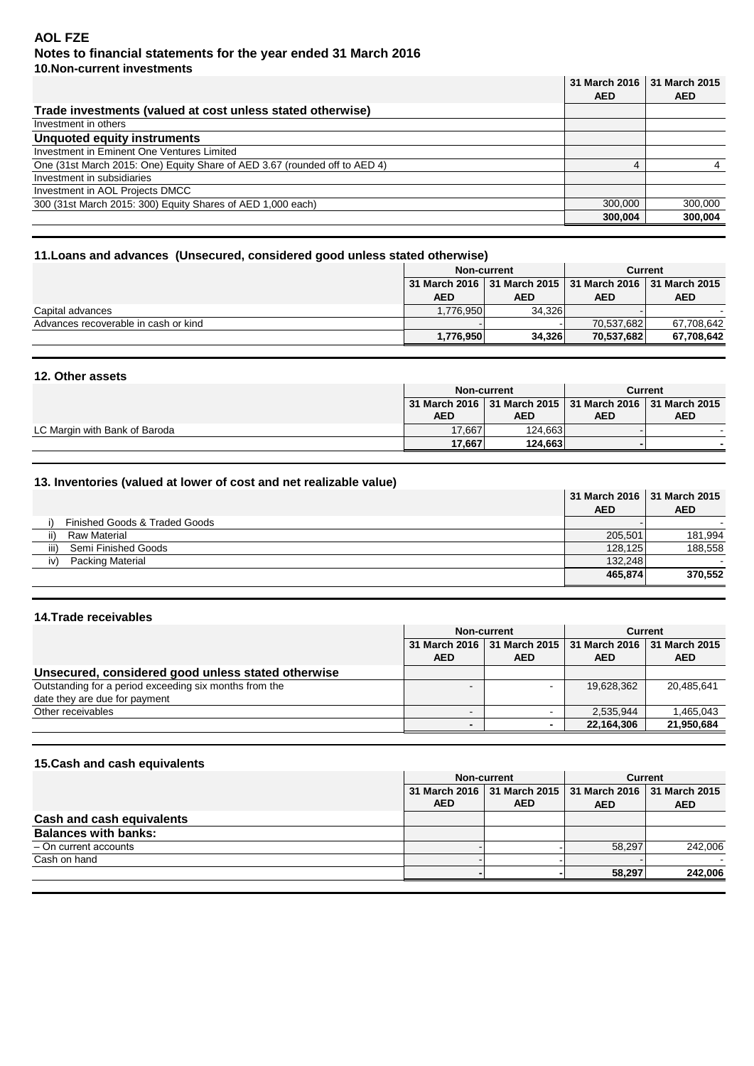# AOL FZE

## Notes to financial statements for the year ended 31 March 2016

### 10.Non-current investments

| | 31 March 2016 AED | 31 March 2015 AED |
|---|---|---|
| **Trade investments (valued at cost unless stated otherwise)** | | |
| Investment in others | | |
| **Unquoted equity instruments** | | |
| Investment in Eminent One Ventures Limited | | |
| One (31st March 2015: One) Equity Share of AED 3.67 (rounded off to AED 4) | 4 | 4 |
| Investment in subsidiaries | | |
| Investment in AOL Projects DMCC | | |
| 300 (31st March 2015: 300) Equity Shares of AED 1,000 each) | 300,000 | 300,000 |
| | **300,004** | **300,004** |

### 11.Loans and advances (Unsecured, considered good unless stated otherwise)

| | Non-current | | Current | |
|---|---|---|---|---|
| | 31 March 2016 AED | 31 March 2015 AED | 31 March 2016 AED | 31 March 2015 AED |
| Capital advances | 1,776,950 | 34,326 | - | - |
| Advances recoverable in cash or kind | - | - | 70,537,682 | 67,708,642 |
| | **1,776,950** | **34,326** | **70,537,682** | **67,708,642** |

### 12. Other assets

| | Non-current | | Current | |
|---|---|---|---|---|
| | 31 March 2016 AED | 31 March 2015 AED | 31 March 2016 AED | 31 March 2015 AED |
| LC Margin with Bank of Baroda | 17,667 | 124,663 | - | - |
| | **17,667** | **124,663** | **-** | **-** |

### 13. Inventories (valued at lower of cost and net realizable value)

| | 31 March 2016 AED | 31 March 2015 AED |
|---|---|---|
| i) Finished Goods & Traded Goods | - | - |
| ii) Raw Material | 205,501 | 181,994 |
| iii) Semi Finished Goods | 128,125 | 188,558 |
| iv) Packing Material | 132,248 | - |
| | **465,874** | **370,552** |

### 14.Trade receivables

| | Non-current | | Current | |
|---|---|---|---|---|
| | 31 March 2016 AED | 31 March 2015 AED | 31 March 2016 AED | 31 March 2015 AED |
| **Unsecured, considered good unless stated otherwise** | | | | |
| Outstanding for a period exceeding six months from the date they are due for payment | - | - | 19,628,362 | 20,485,641 |
| Other receivables | - | - | 2,535,944 | 1,465,043 |
| | **-** | **-** | **22,164,306** | **21,950,684** |

### 15.Cash and cash equivalents

| | Non-current | | Current | |
|---|---|---|---|---|
| | 31 March 2016 AED | 31 March 2015 AED | 31 March 2016 AED | 31 March 2015 AED |
| **Cash and cash equivalents** | | | | |
| **Balances with banks:** | | | | |
| – On current accounts | - | - | 58,297 | 242,006 |
| Cash on hand | - | - | - | - |
| | **-** | **-** | **58,297** | **242,006** |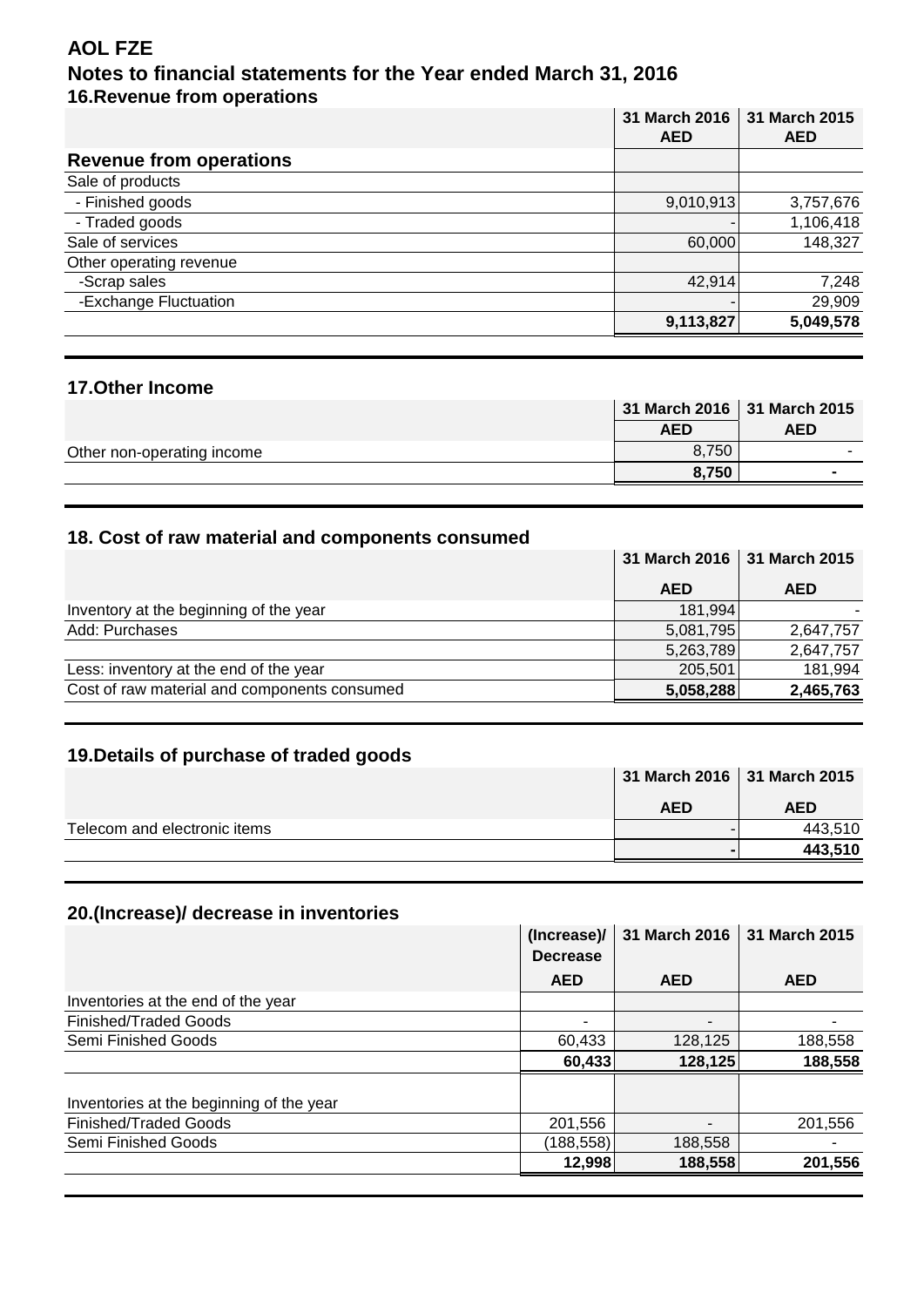# AOL FZE

## Notes to financial statements for the Year ended March 31, 2016

### 16.Revenue from operations

| | 31 March 2016 AED | 31 March 2015 AED |
|---|---|---|
| **Revenue from operations** | | |
| Sale of products | | |
| - Finished goods | 9,010,913 | 3,757,676 |
| - Traded goods | - | 1,106,418 |
| Sale of services | 60,000 | 148,327 |
| Other operating revenue | | |
| -Scrap sales | 42,914 | 7,248 |
| -Exchange Fluctuation | - | 29,909 |
| | **9,113,827** | **5,049,578** |

### 17.Other Income

| | 31 March 2016 | 31 March 2015 |
|---|---|---|
| | **AED** | **AED** |
| Other non-operating income | 8,750 | - |
| | **8,750** | **-** |

### 18. Cost of raw material and components consumed

| | 31 March 2016 | 31 March 2015 |
|---|---|---|
| | **AED** | **AED** |
| Inventory at the beginning of the year | 181,994 | - |
| Add: Purchases | 5,081,795 | 2,647,757 |
| | 5,263,789 | 2,647,757 |
| Less: inventory at the end of the year | 205,501 | 181,994 |
| Cost of raw material and components consumed | **5,058,288** | **2,465,763** |

### 19.Details of purchase of traded goods

| | 31 March 2016 | 31 March 2015 |
|---|---|---|
| | **AED** | **AED** |
| Telecom and electronic items | - | 443,510 |
| | **-** | **443,510** |

### 20.(Increase)/ decrease in inventories

| | (Increase)/ Decrease | 31 March 2016 | 31 March 2015 |
|---|---|---|---|
| | **AED** | **AED** | **AED** |
| Inventories at the end of the year | | | |
| Finished/Traded Goods | - | - | - |
| Semi Finished Goods | 60,433 | 128,125 | 188,558 |
| | **60,433** | **128,125** | **188,558** |
| Inventories at the beginning of the year | | | |
| Finished/Traded Goods | 201,556 | - | 201,556 |
| Semi Finished Goods | (188,558) | 188,558 | - |
| | **12,998** | **188,558** | **201,556** |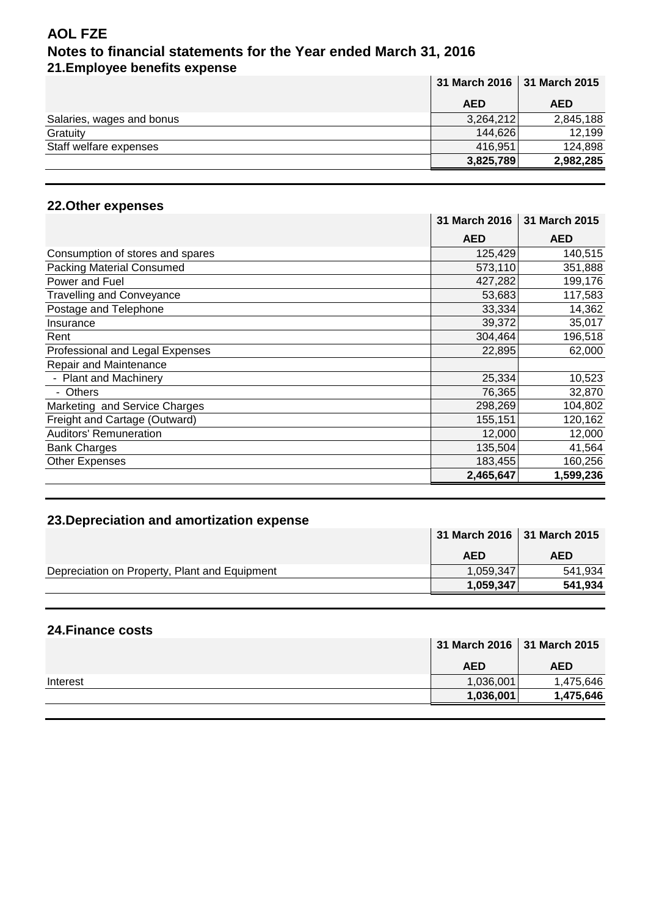# AOL FZE

## Notes to financial statements for the Year ended March 31, 2016

### 21.Employee benefits expense

| | 31 March 2016 | 31 March 2015 |
|---|---|---|
| | **AED** | **AED** |
| Salaries, wages and bonus | 3,264,212 | 2,845,188 |
| Gratuity | 144,626 | 12,199 |
| Staff welfare expenses | 416,951 | 124,898 |
| | **3,825,789** | **2,982,285** |

### 22.Other expenses

| | 31 March 2016 | 31 March 2015 |
|---|---|---|
| | **AED** | **AED** |
| Consumption of stores and spares | 125,429 | 140,515 |
| Packing Material Consumed | 573,110 | 351,888 |
| Power and Fuel | 427,282 | 199,176 |
| Travelling and Conveyance | 53,683 | 117,583 |
| Postage and Telephone | 33,334 | 14,362 |
| Insurance | 39,372 | 35,017 |
| Rent | 304,464 | 196,518 |
| Professional and Legal Expenses | 22,895 | 62,000 |
| Repair and Maintenance | | |
| - Plant and Machinery | 25,334 | 10,523 |
| - Others | 76,365 | 32,870 |
| Marketing and Service Charges | 298,269 | 104,802 |
| Freight and Cartage (Outward) | 155,151 | 120,162 |
| Auditors' Remuneration | 12,000 | 12,000 |
| Bank Charges | 135,504 | 41,564 |
| Other Expenses | 183,455 | 160,256 |
| | **2,465,647** | **1,599,236** |

### 23.Depreciation and amortization expense

| | 31 March 2016 | 31 March 2015 |
|---|---|---|
| | **AED** | **AED** |
| Depreciation on Property, Plant and Equipment | 1,059,347 | 541,934 |
| | **1,059,347** | **541,934** |

### 24.Finance costs

| | 31 March 2016 | 31 March 2015 |
|---|---|---|
| | **AED** | **AED** |
| Interest | 1,036,001 | 1,475,646 |
| | **1,036,001** | **1,475,646** |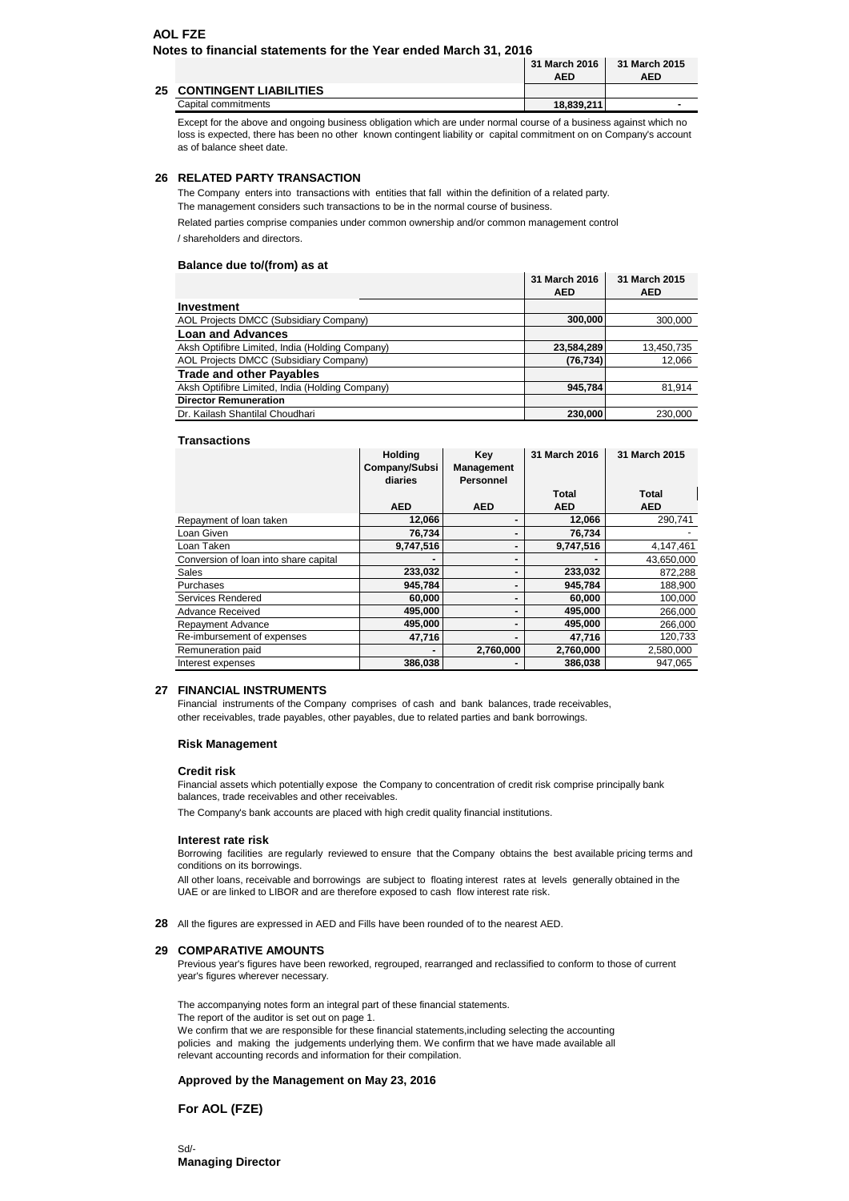**AOL FZE**

**Notes to financial statements for the Year ended March 31, 2016**

| | 31 March 2016 AED | 31 March 2015 AED |
|---|---|---|
| **25 CONTINGENT LIABILITIES** | | |
| Capital commitments | **18,839,211** | - |

Except for the above and ongoing business obligation which are under normal course of a business against which no loss is expected, there has been no other known contingent liability or capital commitment on on Company's account as of balance sheet date.

## 26 RELATED PARTY TRANSACTION

The Company enters into transactions with entities that fall within the definition of a related party.

The management considers such transactions to be in the normal course of business.

Related parties comprise companies under common ownership and/or common management control / shareholders and directors.

### Balance due to/(from) as at

| | 31 March 2016 AED | 31 March 2015 AED |
|---|---|---|
| **Investment** | | |
| AOL Projects DMCC (Subsidiary Company) | **300,000** | 300,000 |
| **Loan and Advances** | | |
| Aksh Optifibre Limited, India (Holding Company) | **23,584,289** | 13,450,735 |
| AOL Projects DMCC (Subsidiary Company) | **(76,734)** | 12,066 |
| **Trade and other Payables** | | |
| Aksh Optifibre Limited, India (Holding Company) | **945,784** | 81,914 |
| **Director Remuneration** | | |
| Dr. Kailash Shantilal Choudhari | **230,000** | 230,000 |

### Transactions

| | Holding Company/Subsidiaries AED | Key Management Personnel AED | 31 March 2016 Total AED | 31 March 2015 Total AED |
|---|---|---|---|---|
| Repayment of loan taken | **12,066** | - | **12,066** | 290,741 |
| Loan Given | **76,734** | - | **76,734** | - |
| Loan Taken | **9,747,516** | - | **9,747,516** | 4,147,461 |
| Conversion of loan into share capital | - | - | - | 43,650,000 |
| Sales | **233,032** | - | **233,032** | 872,288 |
| Purchases | **945,784** | - | **945,784** | 188,900 |
| Services Rendered | **60,000** | - | **60,000** | 100,000 |
| Advance Received | **495,000** | - | **495,000** | 266,000 |
| Repayment Advance | **495,000** | - | **495,000** | 266,000 |
| Re-imbursement of expenses | **47,716** | - | **47,716** | 120,733 |
| Remuneration paid | - | **2,760,000** | **2,760,000** | 2,580,000 |
| Interest expenses | **386,038** | - | **386,038** | 947,065 |

## 27 FINANCIAL INSTRUMENTS

Financial instruments of the Company comprises of cash and bank balances, trade receivables, other receivables, trade payables, other payables, due to related parties and bank borrowings.

### Risk Management

**Credit risk**

Financial assets which potentially expose the Company to concentration of credit risk comprise principally bank balances, trade receivables and other receivables.

The Company's bank accounts are placed with high credit quality financial institutions.

**Interest rate risk**

Borrowing facilities are regularly reviewed to ensure that the Company obtains the best available pricing terms and conditions on its borrowings.

All other loans, receivable and borrowings are subject to floating interest rates at levels generally obtained in the UAE or are linked to LIBOR and are therefore exposed to cash flow interest rate risk.

**28** All the figures are expressed in AED and Fills have been rounded of to the nearest AED.

## 29 COMPARATIVE AMOUNTS

Previous year's figures have been reworked, regrouped, rearranged and reclassified to conform to those of current year's figures wherever necessary.

The accompanying notes form an integral part of these financial statements.

The report of the auditor is set out on page 1.

We confirm that we are responsible for these financial statements,including selecting the accounting policies and making the judgements underlying them. We confirm that we have made available all relevant accounting records and information for their compilation.

**Approved by the Management on May 23, 2016**

**For AOL (FZE)**

Sd/-

**Managing Director**